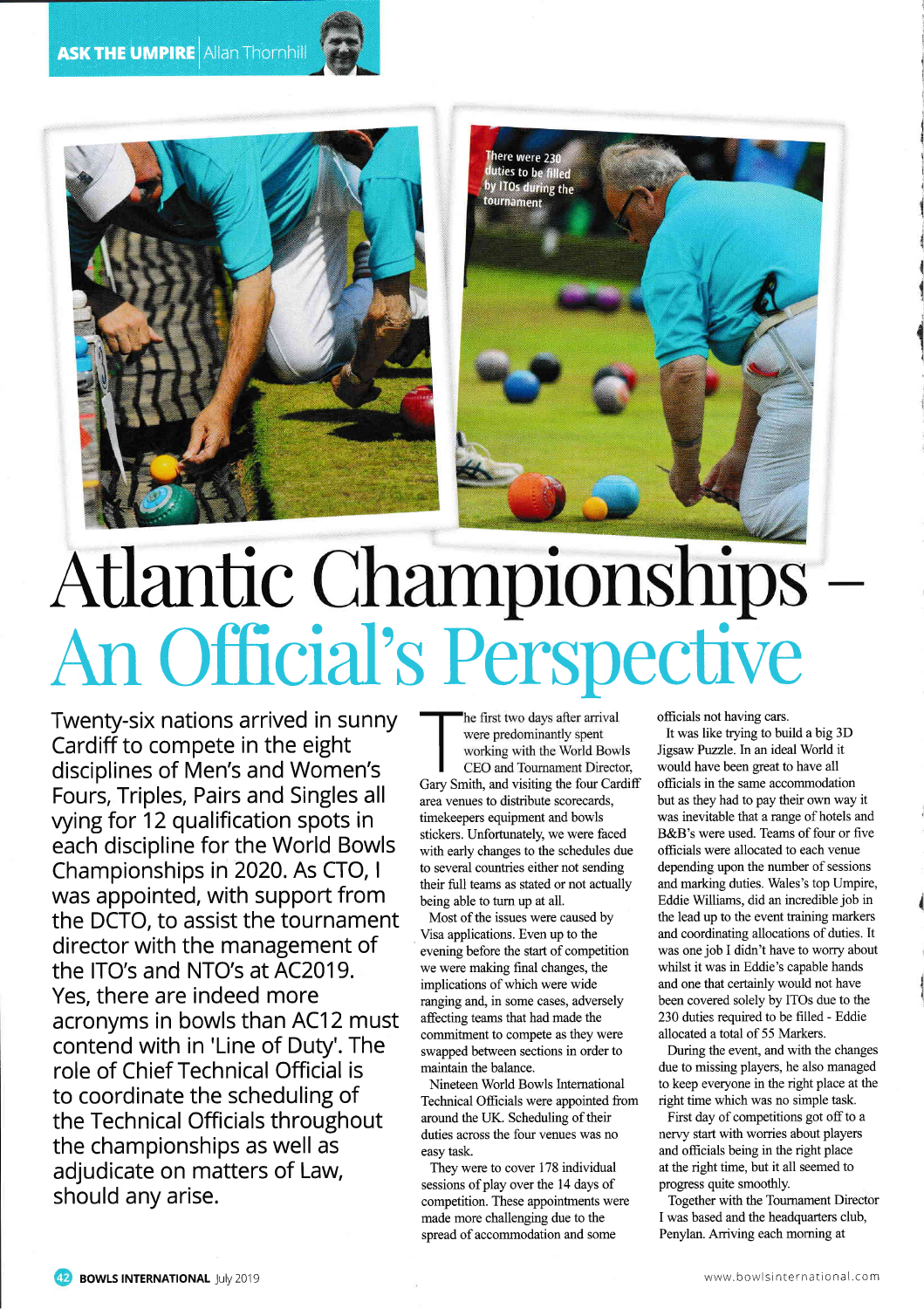ASK THE UMPIRE | Allan Thornhill

There were 230 duties to be filled by ITOs during the tournament

# Atlantic Championships – An Official's Perspective

Twenty-six nations arrived in sunny Cardiff to compete in the eight disciplines of Men's and Women's Fours, Triples, Pairs and Singles all vying for 12 qualification spots in each discipline for the World Bowls Championships in 2020. As CTO, I was appointed, with support from the DCTO, to assist the tournament director with the management of the ITO's and NTO's at AC2019. Yes, there are indeed more acronyms in bowls than AC12 must contend with in 'Line of Duty'. The role of Chief Technical Official is to coordinate the scheduling of the Technical Officials throughout the championships as well as adjudicate on matters of Law, should any arise.

The first two days after arrival were predominantly spent working with the World Bowls CEO and Tournament Director, Gary Smith, and visiting the four Cardiff area venues to distribute scorecards, timekeepers equipment and bowls stickers. Unfortunately, we were faced with early changes to the schedules due to several countries either not sending their full teams as stated or not actually being able to turn up at all.

Most of the issues were caused by Visa applications. Even up to the evening before the start of competition we were making final changes, the implications of which were wide ranging and, in some cases, adversely affecting teams that had made the commitment to compete as they were swapped between sections in order to maintain the balance.

Nineteen World Bowls International Technical Officials were appointed from around the UK. Scheduling of their duties across the four venues was no easy task.

They were to cover 178 individual sessions of play over the 14 days of competition. These appointments were made more challenging due to the spread of accommodation and some officials not having cars.

It was like trying to build a big 3D Jigsaw Puzzle. In an ideal World it would have been great to have all officials in the same accommodation but as they had to pay their own way it was inevitable that a range of hotels and B&B's were used. Teams of four or five officials were allocated to each venue depending upon the number of sessions and marking duties. Wales's top Umpire, Eddie Williams, did an incredible job in the lead up to the event training markers and coordinating allocations of duties. It was one job I didn't have to worry about whilst it was in Eddie's capable hands and one that certainly would not have been covered solely by ITOs due to the 230 duties required to be filled - Eddie allocated a total of 55 Markers.

During the event, and with the changes due to missing players, he also managed to keep everyone in the right place at the right time which was no simple task.

First day of competitions got off to a nervy start with worries about players and officials being in the right place at the right time, but it all seemed to progress quite smoothly.

Together with the Tournament Director I was based and the headquarters club, Penylan. Arriving each morning at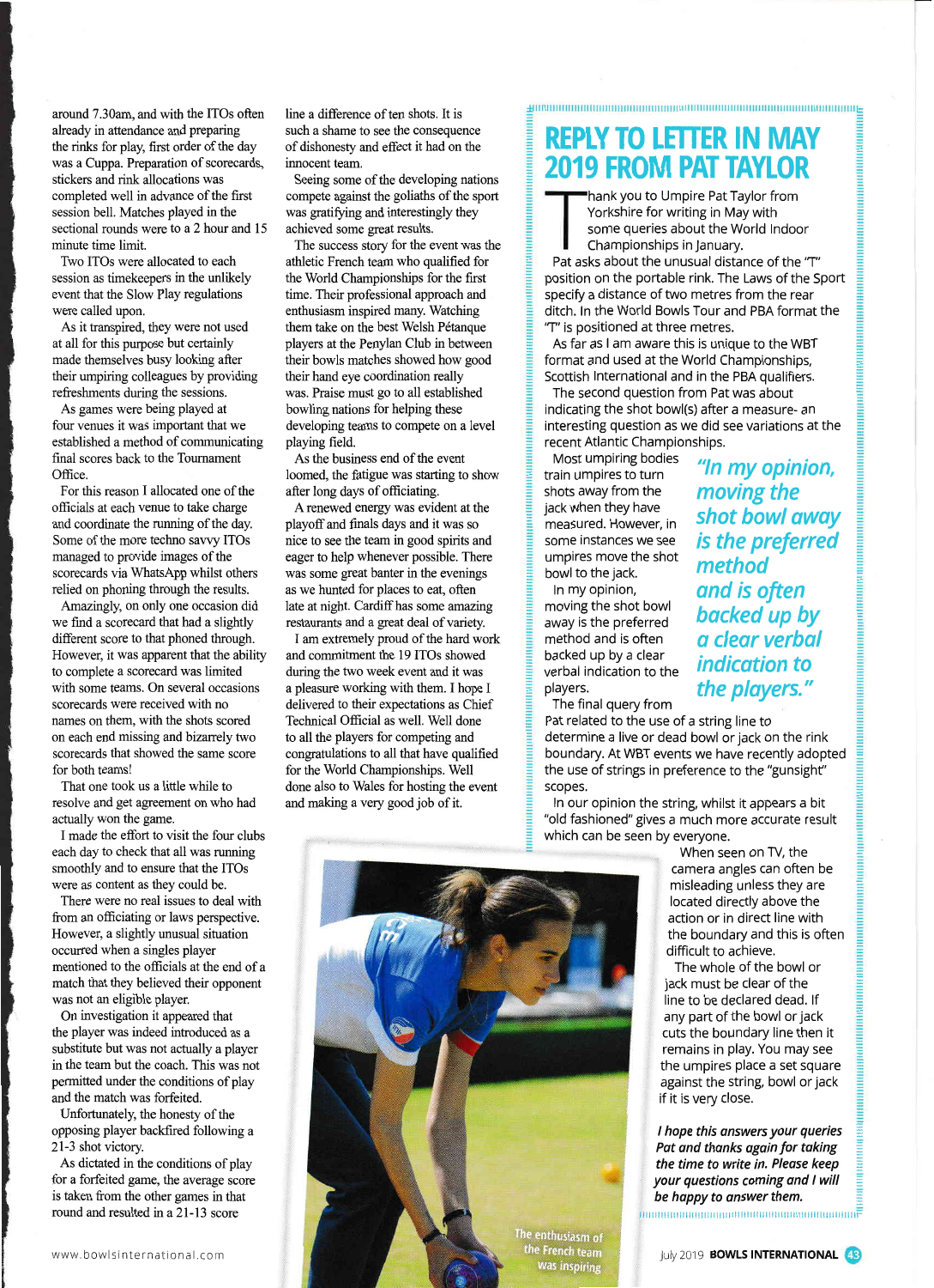around 7.30am, and with the ITOs often already in attendance and preparing the rinks for play, first order of the day was a Cuppa. Preparation of scorecards, stickers and rink allocations was completed well in advance of the first session bell. Matches played in the sectional rounds were to a 2 hour and 15 minute time limit.

Two ITOs were allocated to each session as timekeepers in the unlikely event that the Slow Play regulations were called upon.

As it transpired, they were not used at all for this purpose but certainly made themselves busy looking after their umpiring colleagues by providing refreshments during the sessions.

As games were being played at four venues it was important that we established a method of communicating final scores back to the Tournament Office.

For this reason I allocated one of the officials at each venue to take charge and coordinate the running of the day. Some of the more techno savvy ITOs managed to provide images of the scorecards via WhatsApp whilst others relied on phoning through the results.

Amazingly, on only one occasion did we find a scorecard that had a slightly different score to that phoned through. However, it was apparent that the ability to complete a scorecard was limited with some teams. On several occasions scorecards were received with no names on them, with the shots scored on each end missing and bizarrely two scorecards that showed the same score for both teams!

That one took us a little while to resolve and get agreement on who had actually won the game.

I made the effort to visit the four clubs each day to check that all was running smoothly and to ensure that the ITOs were as content as they could be.

There were no real issues to deal with from an officiating or laws perspective. However, a slightly unusual situation occurred when a singles player mentioned to the officials at the end of a match that they believed their opponent was not an eligible player.

On investigation it appeared that the player was indeed introduced as a substitute but was not actually a player in the team but the coach. This was not permitted under the conditions of play and the match was forfeited.

Unfortunately, the honesty of the opposing player backfired following a 21-3 shot victory.

As dictated in the conditions of play for a forfeited game, the average score is taken from the other games in that round and resulted in a 21-13 score line a difference of ten shots. It is such a shame to see the consequence of dishonesty and effect it had on the innocent team.

Seeing some of the developing nations compete against the goliaths of the sport was gratifying and interestingly they achieved some great results.

The success story for the event was the athletic French team who qualified for the World Championships for the first time. Their professional approach and enthusiasm inspired many. Watching them take on the best Welsh Pétanque players at the Penylan Club in between their bowls matches showed how good their hand eye coordination really was. Praise must go to all established bowling nations for helping these developing teams to compete on a level playing field.

As the business end of the event loomed, the fatigue was starting to show after long days of officiating.

A renewed energy was evident at the playoff and finals days and it was so nice to see the team in good spirits and eager to help whenever possible. There was some great banter in the evenings as we hunted for places to eat, often late at night. Cardiff has some amazing restaurants and a great deal of variety.

I am extremely proud of the hard work and commitment the 19 ITOs showed during the two week event and it was a pleasure working with them. I hope I delivered to their expectations as Chief Technical Official as well. Well done to all the players for competing and congratulations to all that have qualified for the World Championships. Well done also to Wales for hosting the event and making a very good job of it.

The enthusiasm of the French team was inspiring

## REPLY TO LETTER IN MAY 2019 FROM PAT TAYLOR

Thank you to Umpire Pat Taylor from Yorkshire for writing in May with some queries about the World Indoor Championships in January.

Pat asks about the unusual distance of the "T" position on the portable rink. The Laws of the Sport specify a distance of two metres from the rear ditch. In the World Bowls Tour and PBA format the "T" is positioned at three metres.

As far as I am aware this is unique to the WBT format and used at the World Championships, Scottish International and in the PBA qualifiers.

The second question from Pat was about indicating the shot bowl(s) after a measure- an interesting question as we did see variations at the recent Atlantic Championships.

Most umpiring bodies train umpires to turn shots away from the jack when they have measured. However, in some instances we see umpires move the shot bowl to the jack.

In my opinion, moving the shot bowl away is the preferred method and is often backed up by a clear verbal indication to the players.

*"In my opinion, moving the shot bowl away is the preferred method and is often backed up by a clear verbal indication to the players."*

The final query from Pat related to the use of a string line to determine a live or dead bowl or jack on the rink boundary. At WBT events we have recently adopted the use of strings in preference to the "gunsight" scopes.

In our opinion the string, whilst it appears a bit "old fashioned" gives a much more accurate result which can be seen by everyone.

When seen on TV, the camera angles can often be misleading unless they are located directly above the action or in direct line with the boundary and this is often difficult to achieve.

The whole of the bowl or jack must be clear of the line to be declared dead. If any part of the bowl or jack cuts the boundary line then it remains in play. You may see the umpires place a set square against the string, bowl or jack if it is very close.

***I hope this answers your queries Pat and thanks again for taking the time to write in. Please keep your questions coming and I will be happy to answer them.***